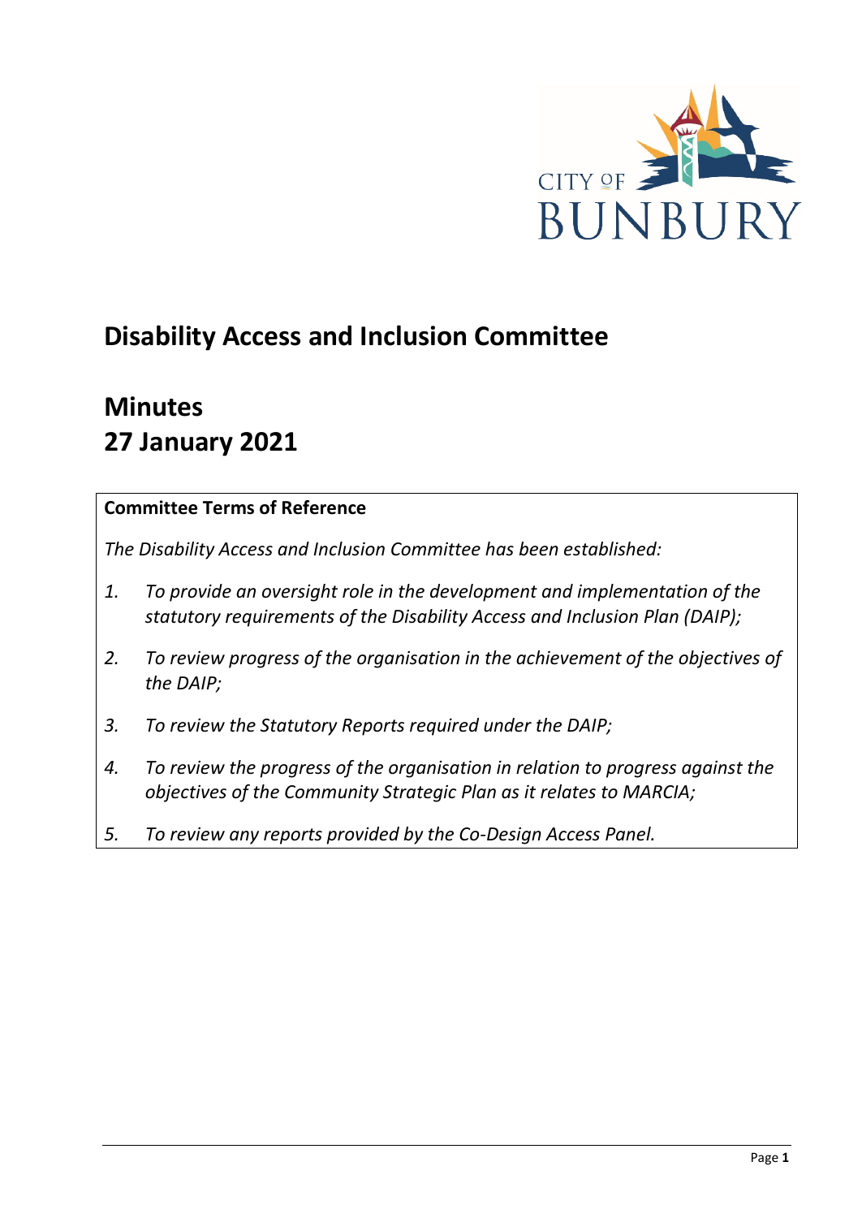# Disability Access and Inclusion Committee

# Minutes
# 27 January 2021

**Committee Terms of Reference**

*The Disability Access and Inclusion Committee has been established:*

1. *To provide an oversight role in the development and implementation of the statutory requirements of the Disability Access and Inclusion Plan (DAIP);*
2. *To review progress of the organisation in the achievement of the objectives of the DAIP;*
3. *To review the Statutory Reports required under the DAIP;*
4. *To review the progress of the organisation in relation to progress against the objectives of the Community Strategic Plan as it relates to MARCIA;*
5. *To review any reports provided by the Co-Design Access Panel.*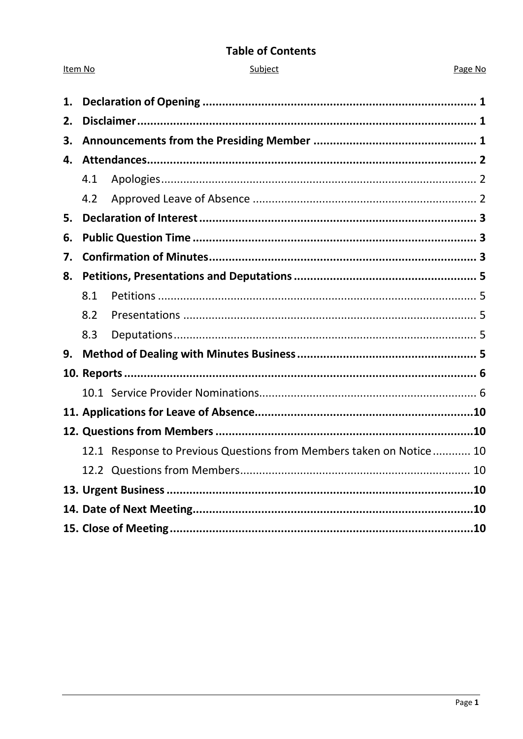# Table of Contents

| Item No | Subject | Page No |
|---|---|---|
| **1.** | **Declaration of Opening** | **1** |
| **2.** | **Disclaimer** | **1** |
| **3.** | **Announcements from the Presiding Member** | **1** |
| **4.** | **Attendances** | **2** |
| 4.1 | Apologies | 2 |
| 4.2 | Approved Leave of Absence | 2 |
| **5.** | **Declaration of Interest** | **3** |
| **6.** | **Public Question Time** | **3** |
| **7.** | **Confirmation of Minutes** | **3** |
| **8.** | **Petitions, Presentations and Deputations** | **5** |
| 8.1 | Petitions | 5 |
| 8.2 | Presentations | 5 |
| 8.3 | Deputations | 5 |
| **9.** | **Method of Dealing with Minutes Business** | **5** |
| **10.** | **Reports** | **6** |
| 10.1 | Service Provider Nominations | 6 |
| **11.** | **Applications for Leave of Absence** | **10** |
| **12.** | **Questions from Members** | **10** |
| 12.1 | Response to Previous Questions from Members taken on Notice | 10 |
| 12.2 | Questions from Members | 10 |
| **13.** | **Urgent Business** | **10** |
| **14.** | **Date of Next Meeting** | **10** |
| **15.** | **Close of Meeting** | **10** |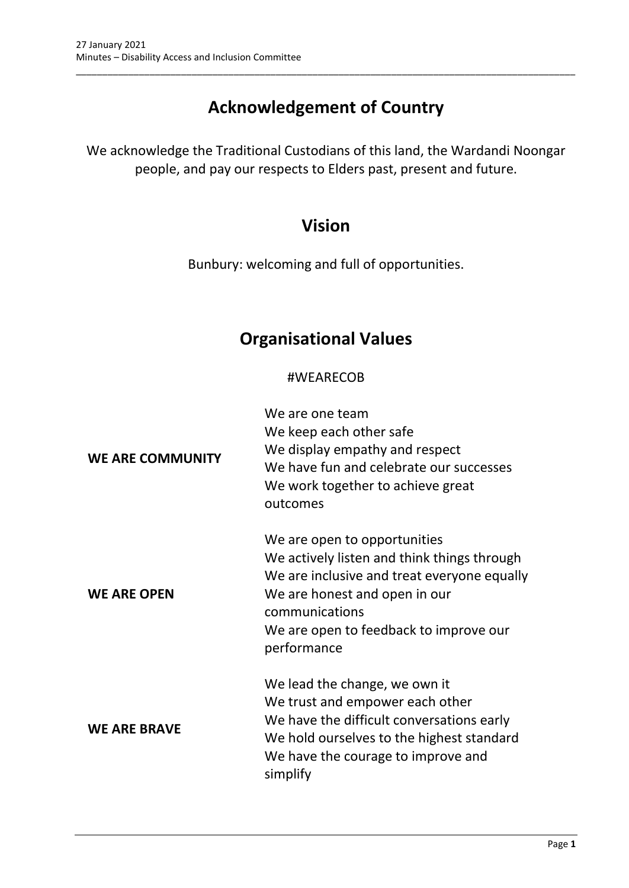# Acknowledgement of Country

We acknowledge the Traditional Custodians of this land, the Wardandi Noongar people, and pay our respects to Elders past, present and future.

# Vision

Bunbury: welcoming and full of opportunities.

# Organisational Values

#WEARECOB

| | |
|---|---|
| **WE ARE COMMUNITY** | We are one team<br>We keep each other safe<br>We display empathy and respect<br>We have fun and celebrate our successes<br>We work together to achieve great outcomes |
| **WE ARE OPEN** | We are open to opportunities<br>We actively listen and think things through<br>We are inclusive and treat everyone equally<br>We are honest and open in our communications<br>We are open to feedback to improve our performance |
| **WE ARE BRAVE** | We lead the change, we own it<br>We trust and empower each other<br>We have the difficult conversations early<br>We hold ourselves to the highest standard<br>We have the courage to improve and simplify |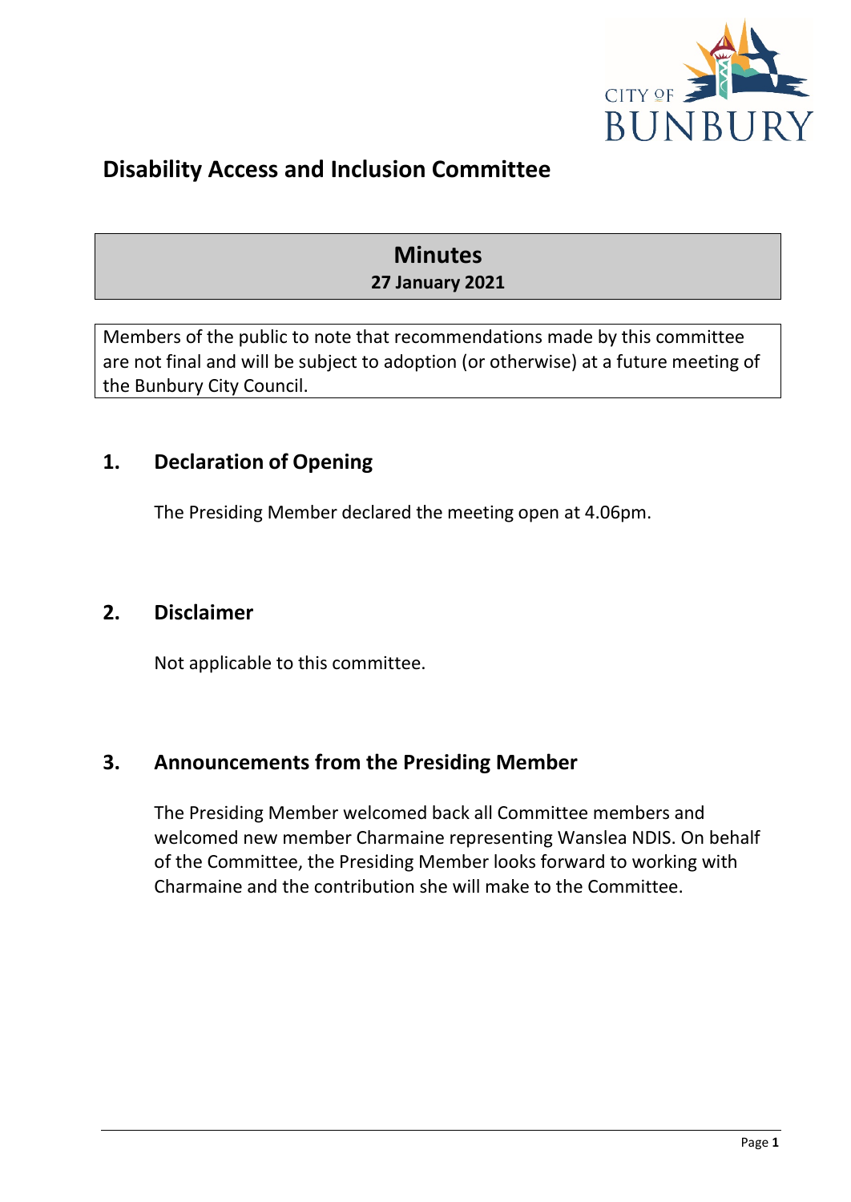# Disability Access and Inclusion Committee

## Minutes

**27 January 2021**

Members of the public to note that recommendations made by this committee are not final and will be subject to adoption (or otherwise) at a future meeting of the Bunbury City Council.

## 1. Declaration of Opening

The Presiding Member declared the meeting open at 4.06pm.

## 2. Disclaimer

Not applicable to this committee.

## 3. Announcements from the Presiding Member

The Presiding Member welcomed back all Committee members and welcomed new member Charmaine representing Wanslea NDIS. On behalf of the Committee, the Presiding Member looks forward to working with Charmaine and the contribution she will make to the Committee.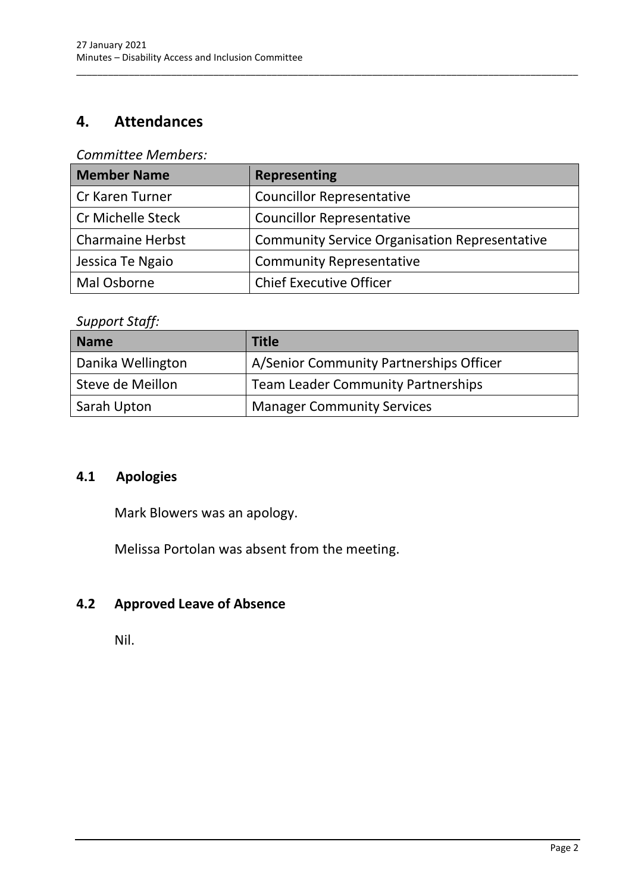# 4. Attendances

*Committee Members:*

| Member Name | Representing |
|---|---|
| Cr Karen Turner | Councillor Representative |
| Cr Michelle Steck | Councillor Representative |
| Charmaine Herbst | Community Service Organisation Representative |
| Jessica Te Ngaio | Community Representative |
| Mal Osborne | Chief Executive Officer |

*Support Staff:*

| Name | Title |
|---|---|
| Danika Wellington | A/Senior Community Partnerships Officer |
| Steve de Meillon | Team Leader Community Partnerships |
| Sarah Upton | Manager Community Services |

## 4.1 Apologies

Mark Blowers was an apology.

Melissa Portolan was absent from the meeting.

## 4.2 Approved Leave of Absence

Nil.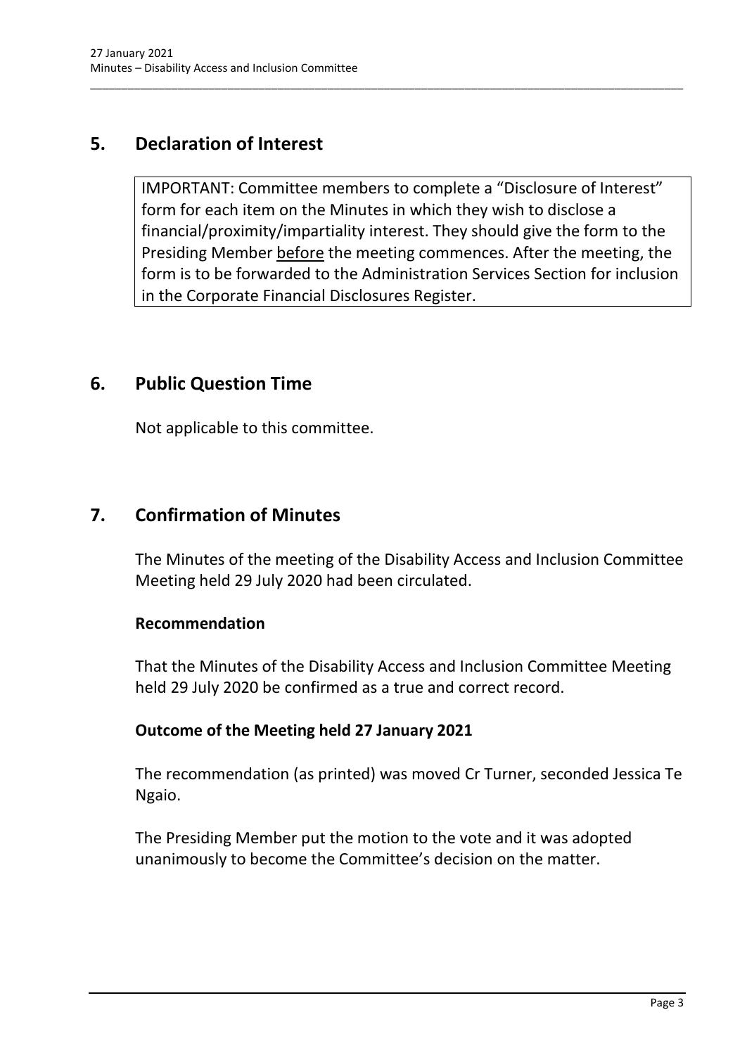## 5. Declaration of Interest

IMPORTANT: Committee members to complete a "Disclosure of Interest" form for each item on the Minutes in which they wish to disclose a financial/proximity/impartiality interest. They should give the form to the Presiding Member <u>before</u> the meeting commences. After the meeting, the form is to be forwarded to the Administration Services Section for inclusion in the Corporate Financial Disclosures Register.

## 6. Public Question Time

Not applicable to this committee.

## 7. Confirmation of Minutes

The Minutes of the meeting of the Disability Access and Inclusion Committee Meeting held 29 July 2020 had been circulated.

**Recommendation**

That the Minutes of the Disability Access and Inclusion Committee Meeting held 29 July 2020 be confirmed as a true and correct record.

**Outcome of the Meeting held 27 January 2021**

The recommendation (as printed) was moved Cr Turner, seconded Jessica Te Ngaio.

The Presiding Member put the motion to the vote and it was adopted unanimously to become the Committee's decision on the matter.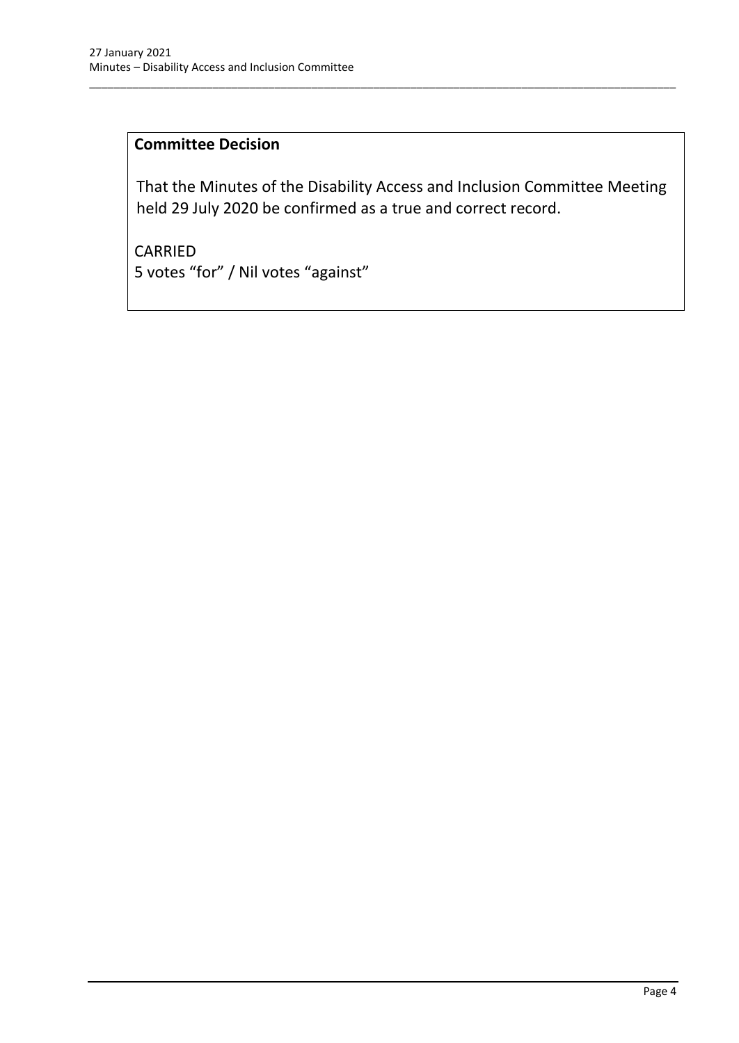**Committee Decision**

That the Minutes of the Disability Access and Inclusion Committee Meeting held 29 July 2020 be confirmed as a true and correct record.

CARRIED
5 votes "for" / Nil votes "against"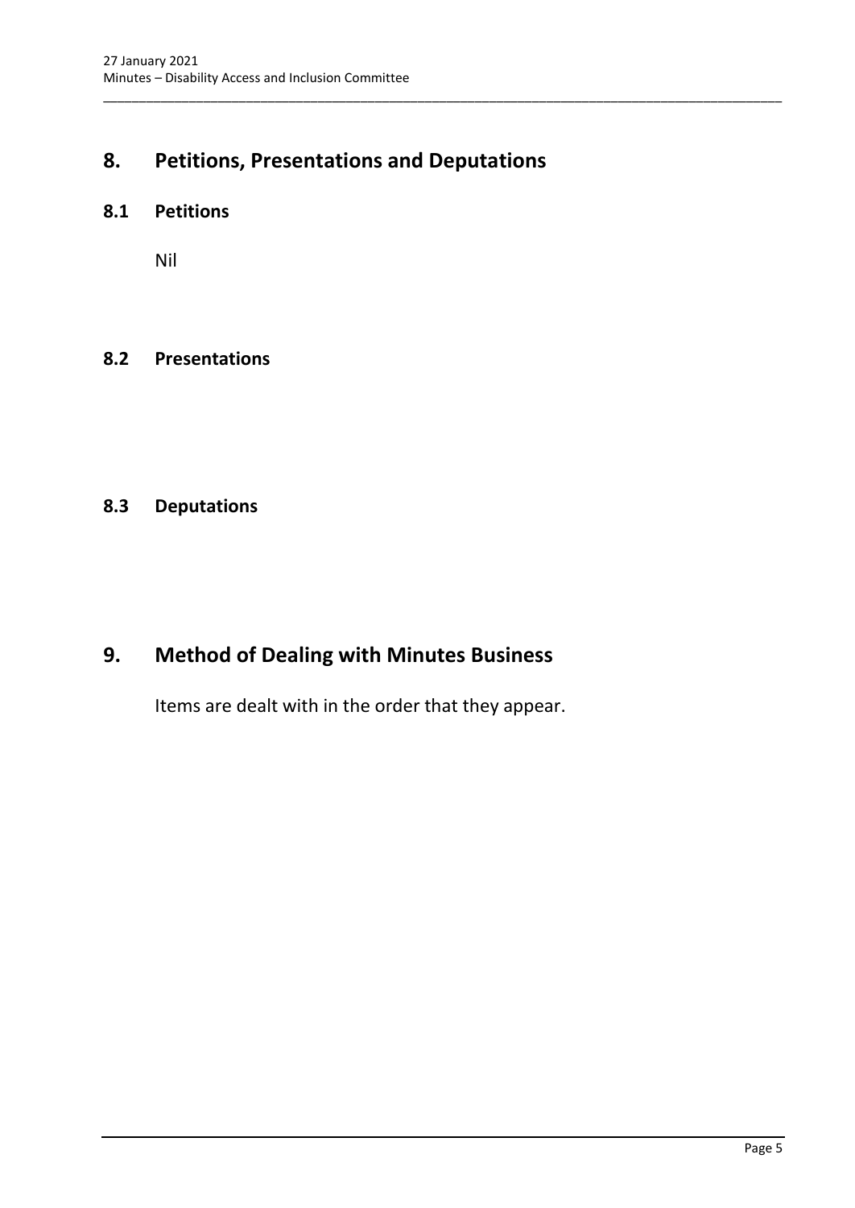# 8. Petitions, Presentations and Deputations

## 8.1 Petitions

Nil

## 8.2 Presentations

## 8.3 Deputations

# 9. Method of Dealing with Minutes Business

Items are dealt with in the order that they appear.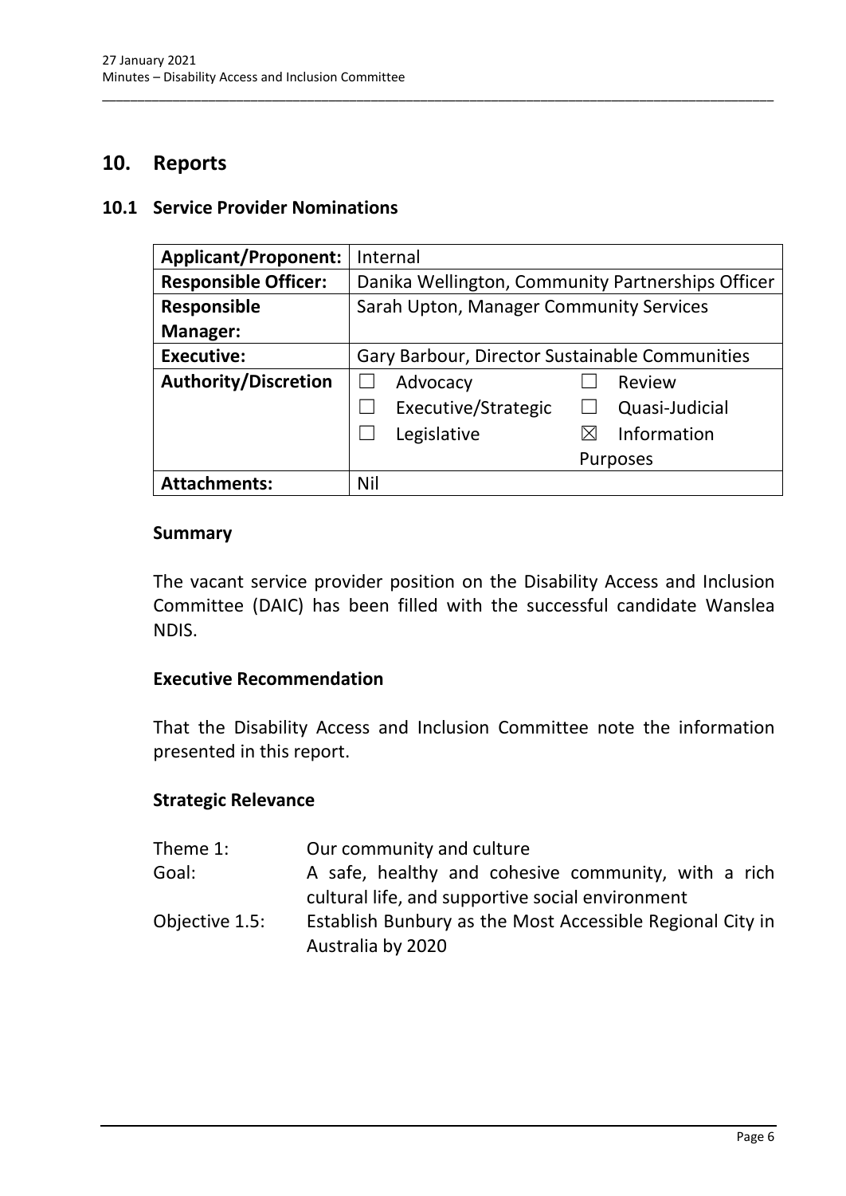## 10. Reports

### 10.1 Service Provider Nominations

| Applicant/Proponent: | Internal |
|---|---|
| Responsible Officer: | Danika Wellington, Community Partnerships Officer |
| Responsible Manager: | Sarah Upton, Manager Community Services |
| Executive: | Gary Barbour, Director Sustainable Communities |
| Authority/Discretion | ☐ Advocacy ☐ Review<br>☐ Executive/Strategic ☐ Quasi-Judicial<br>☐ Legislative ☒ Information Purposes |
| Attachments: | Nil |

**Summary**

The vacant service provider position on the Disability Access and Inclusion Committee (DAIC) has been filled with the successful candidate Wanslea NDIS.

**Executive Recommendation**

That the Disability Access and Inclusion Committee note the information presented in this report.

**Strategic Relevance**

| | |
|---|---|
| Theme 1: | Our community and culture |
| Goal: | A safe, healthy and cohesive community, with a rich cultural life, and supportive social environment |
| Objective 1.5: | Establish Bunbury as the Most Accessible Regional City in Australia by 2020 |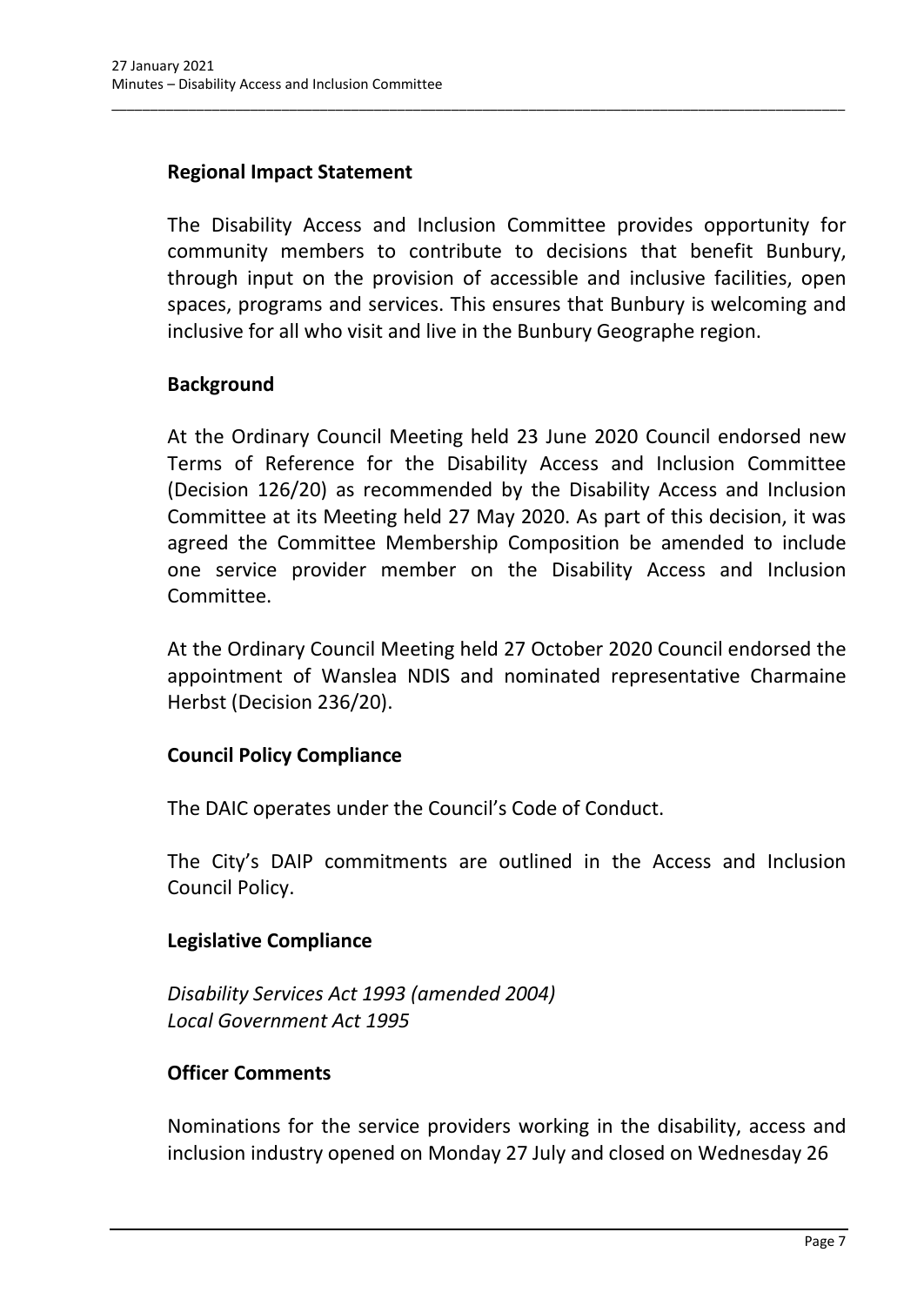## Regional Impact Statement

The Disability Access and Inclusion Committee provides opportunity for community members to contribute to decisions that benefit Bunbury, through input on the provision of accessible and inclusive facilities, open spaces, programs and services. This ensures that Bunbury is welcoming and inclusive for all who visit and live in the Bunbury Geographe region.

## Background

At the Ordinary Council Meeting held 23 June 2020 Council endorsed new Terms of Reference for the Disability Access and Inclusion Committee (Decision 126/20) as recommended by the Disability Access and Inclusion Committee at its Meeting held 27 May 2020. As part of this decision, it was agreed the Committee Membership Composition be amended to include one service provider member on the Disability Access and Inclusion Committee.

At the Ordinary Council Meeting held 27 October 2020 Council endorsed the appointment of Wanslea NDIS and nominated representative Charmaine Herbst (Decision 236/20).

## Council Policy Compliance

The DAIC operates under the Council's Code of Conduct.

The City's DAIP commitments are outlined in the Access and Inclusion Council Policy.

## Legislative Compliance

*Disability Services Act 1993 (amended 2004)*
*Local Government Act 1995*

## Officer Comments

Nominations for the service providers working in the disability, access and inclusion industry opened on Monday 27 July and closed on Wednesday 26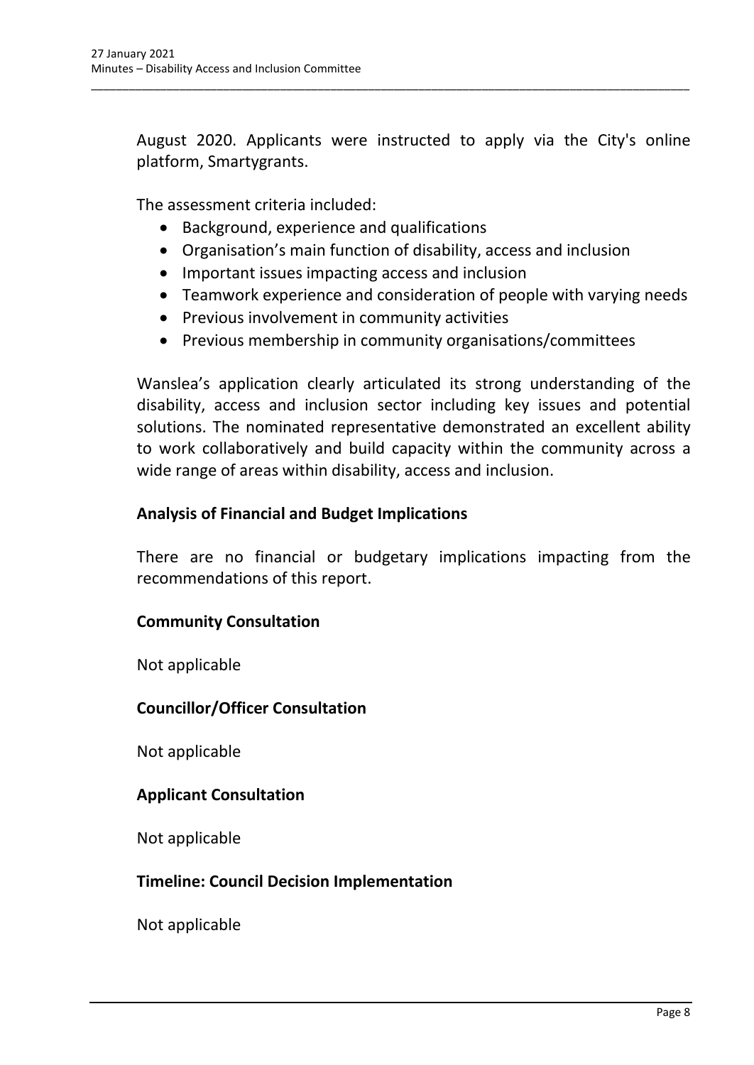August 2020. Applicants were instructed to apply via the City's online platform, Smartygrants.

The assessment criteria included:

- Background, experience and qualifications
- Organisation's main function of disability, access and inclusion
- Important issues impacting access and inclusion
- Teamwork experience and consideration of people with varying needs
- Previous involvement in community activities
- Previous membership in community organisations/committees

Wanslea's application clearly articulated its strong understanding of the disability, access and inclusion sector including key issues and potential solutions. The nominated representative demonstrated an excellent ability to work collaboratively and build capacity within the community across a wide range of areas within disability, access and inclusion.

**Analysis of Financial and Budget Implications**

There are no financial or budgetary implications impacting from the recommendations of this report.

**Community Consultation**

Not applicable

**Councillor/Officer Consultation**

Not applicable

**Applicant Consultation**

Not applicable

**Timeline: Council Decision Implementation**

Not applicable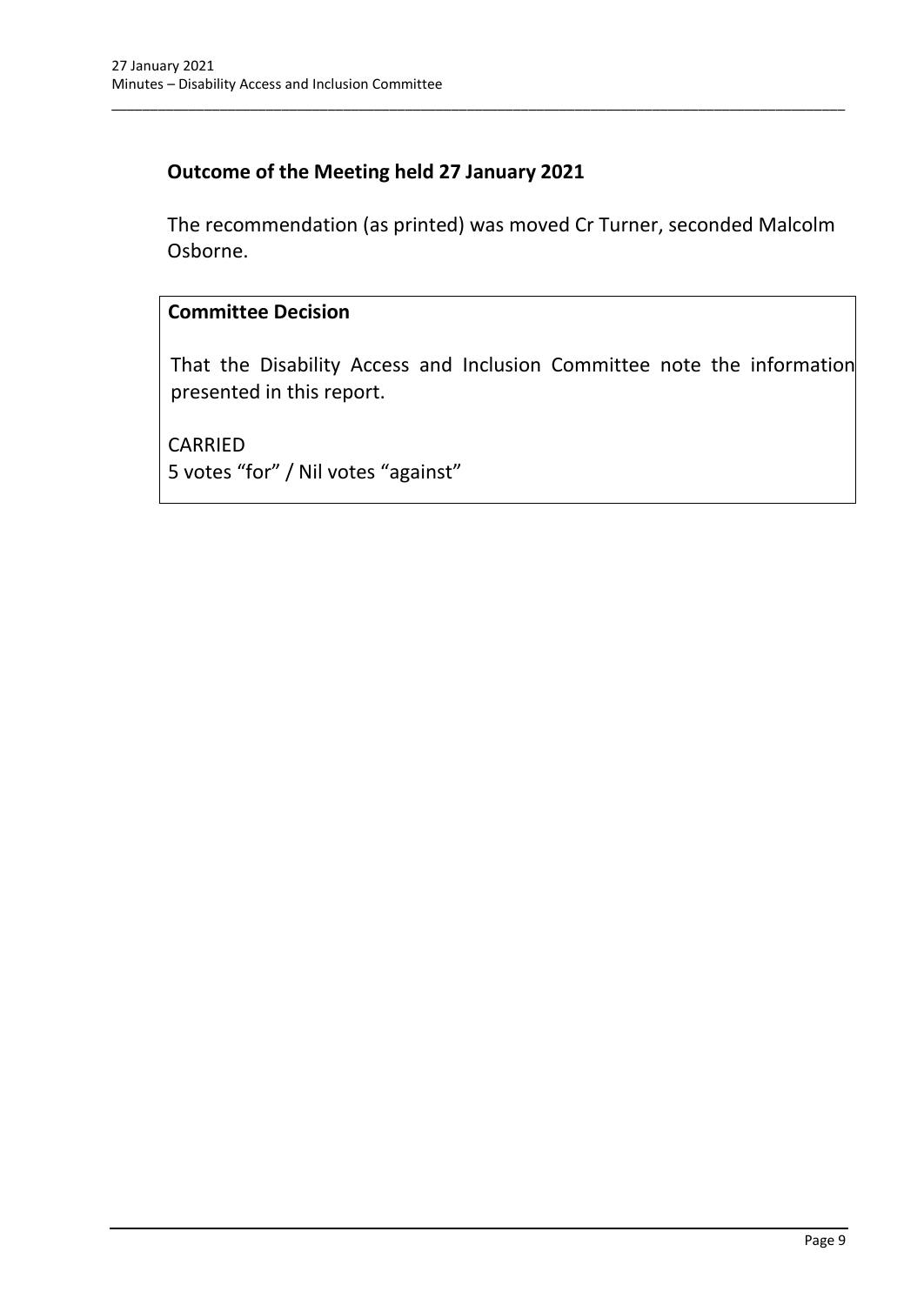### Outcome of the Meeting held 27 January 2021

The recommendation (as printed) was moved Cr Turner, seconded Malcolm Osborne.

**Committee Decision**

That the Disability Access and Inclusion Committee note the information presented in this report.

CARRIED
5 votes "for" / Nil votes "against"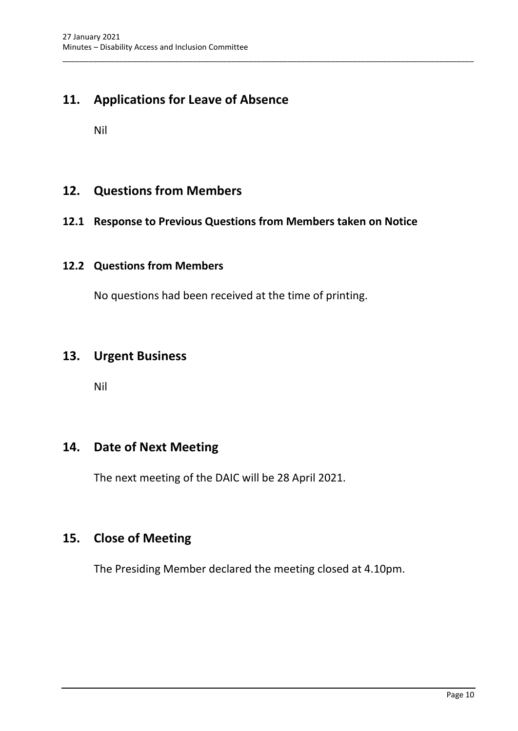## 11. Applications for Leave of Absence

Nil

## 12. Questions from Members

### 12.1 Response to Previous Questions from Members taken on Notice

### 12.2 Questions from Members

No questions had been received at the time of printing.

## 13. Urgent Business

Nil

## 14. Date of Next Meeting

The next meeting of the DAIC will be 28 April 2021.

## 15. Close of Meeting

The Presiding Member declared the meeting closed at 4.10pm.